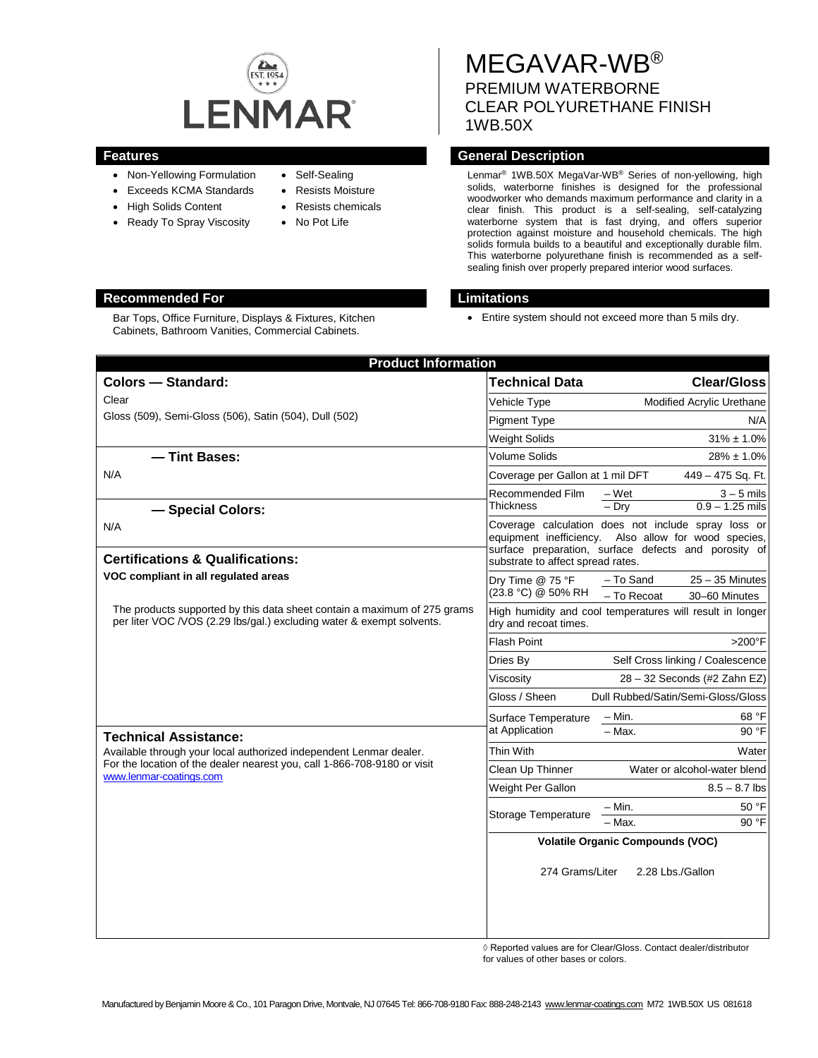LENMAR®

EST. 1954

# MEGAVAR-WB®

## PREMIUM WATERBORNE CLEAR POLYURETHANE FINISH 1WB.50X

## Features

- Non-Yellowing Formulation
- Exceeds KCMA Standards
- High Solids Content
- Ready To Spray Viscosity
- Self-Sealing
- Resists Moisture
- Resists chemicals
- No Pot Life

## General Description

Lenmar® 1WB.50X MegaVar-WB® Series of non-yellowing, high solids, waterborne finishes is designed for the professional woodworker who demands maximum performance and clarity in a clear finish. This product is a self-sealing, self-catalyzing waterborne system that is fast drying, and offers superior protection against moisture and household chemicals. The high solids formula builds to a beautiful and exceptionally durable film. This waterborne polyurethane finish is recommended as a self-sealing finish over properly prepared interior wood surfaces.

## Recommended For

Bar Tops, Office Furniture, Displays & Fixtures, Kitchen Cabinets, Bathroom Vanities, Commercial Cabinets.

## Limitations

- Entire system should not exceed more than 5 mils dry.

## Product Information

### Colors — Standard:

Clear

Gloss (509), Semi-Gloss (506), Satin (504), Dull (502)

### — Tint Bases:

N/A

### — Special Colors:

N/A

### Certifications & Qualifications:

**VOC compliant in all regulated areas**

The products supported by this data sheet contain a maximum of 275 grams per liter VOC /VOS (2.29 lbs/gal.) excluding water & exempt solvents.

### Technical Assistance:

Available through your local authorized independent Lenmar dealer. For the location of the dealer nearest you, call 1-866-708-9180 or visit www.lenmar-coatings.com

| Technical Data | | Clear/Gloss |
|---|---|---|
| Vehicle Type | | Modified Acrylic Urethane |
| Pigment Type | | N/A |
| Weight Solids | | 31% ± 1.0% |
| Volume Solids | | 28% ± 1.0% |
| Coverage per Gallon at 1 mil DFT | | 449 – 475 Sq. Ft. |
| Recommended Film Thickness | – Wet | 3 – 5 mils |
| | – Dry | 0.9 – 1.25 mils |
| Coverage calculation does not include spray loss or equipment inefficiency. Also allow for wood species, surface preparation, surface defects and porosity of substrate to affect spread rates. | | |
| Dry Time @ 75 °F (23.8 °C) @ 50% RH | – To Sand | 25 – 35 Minutes |
| | – To Recoat | 30–60 Minutes |
| High humidity and cool temperatures will result in longer dry and recoat times. | | |
| Flash Point | | >200°F |
| Dries By | | Self Cross linking / Coalescence |
| Viscosity | | 28 – 32 Seconds (#2 Zahn EZ) |
| Gloss / Sheen | | Dull Rubbed/Satin/Semi-Gloss/Gloss |
| Surface Temperature at Application | – Min. | 68 °F |
| | – Max. | 90 °F |
| Thin With | | Water |
| Clean Up Thinner | | Water or alcohol-water blend |
| Weight Per Gallon | | 8.5 – 8.7 lbs |
| Storage Temperature | – Min. | 50 °F |
| | – Max. | 90 °F |
| Volatile Organic Compounds (VOC) | | |
| 274 Grams/Liter | 2.28 Lbs./Gallon | |

◊ Reported values are for Clear/Gloss. Contact dealer/distributor for values of other bases or colors.

Manufactured by Benjamin Moore & Co., 101 Paragon Drive, Montvale, NJ 07645 Tel: 866-708-9180 Fax: 888-248-2143 www.lenmar-coatings.com M72 1WB.50X US 081618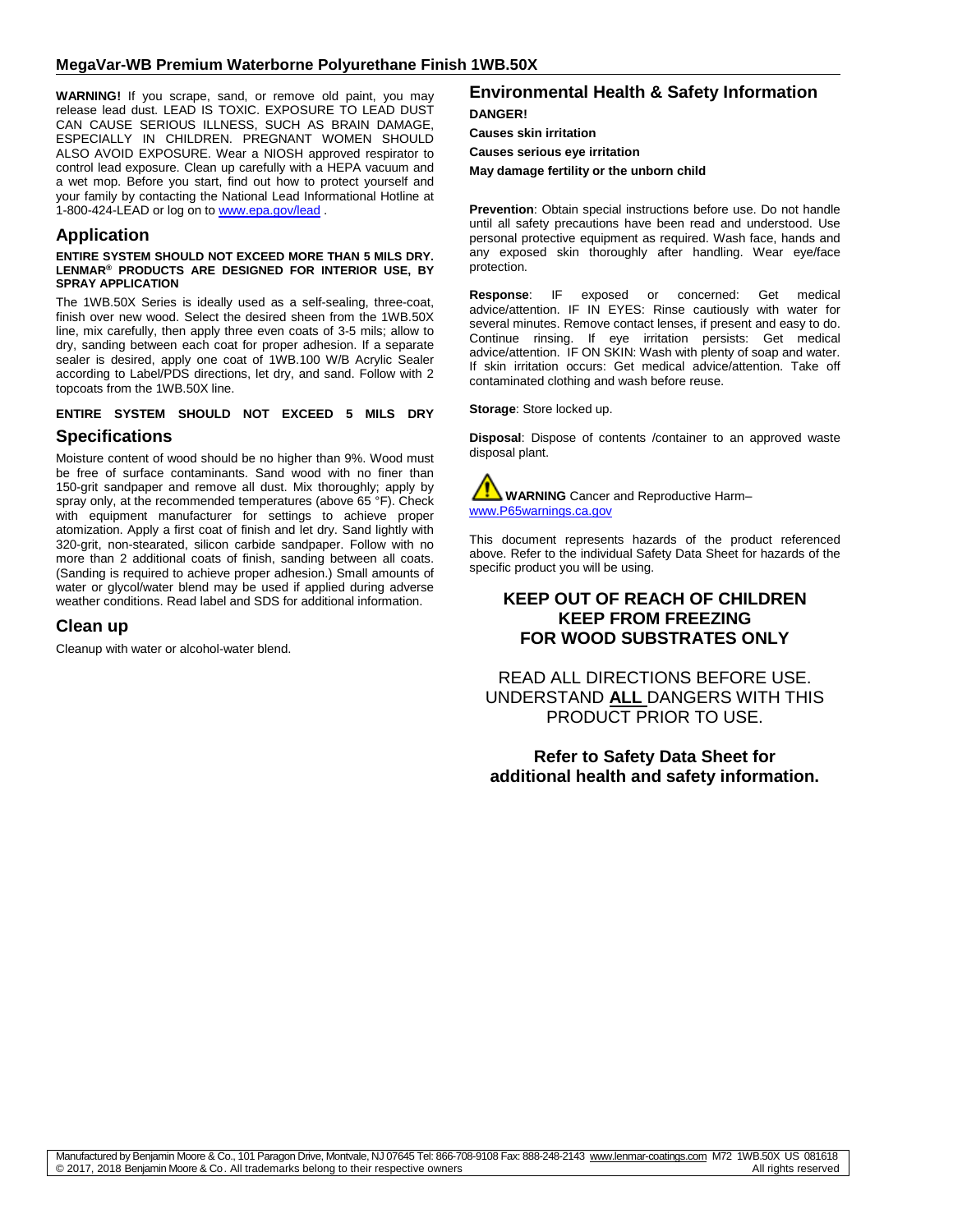## MegaVar-WB Premium Waterborne Polyurethane Finish 1WB.50X

**WARNING!** If you scrape, sand, or remove old paint, you may release lead dust. LEAD IS TOXIC. EXPOSURE TO LEAD DUST CAN CAUSE SERIOUS ILLNESS, SUCH AS BRAIN DAMAGE, ESPECIALLY IN CHILDREN. PREGNANT WOMEN SHOULD ALSO AVOID EXPOSURE. Wear a NIOSH approved respirator to control lead exposure. Clean up carefully with a HEPA vacuum and a wet mop. Before you start, find out how to protect yourself and your family by contacting the National Lead Informational Hotline at 1-800-424-LEAD or log on to www.epa.gov/lead .

## Application

**ENTIRE SYSTEM SHOULD NOT EXCEED MORE THAN 5 MILS DRY. LENMAR® PRODUCTS ARE DESIGNED FOR INTERIOR USE, BY SPRAY APPLICATION**

The 1WB.50X Series is ideally used as a self-sealing, three-coat, finish over new wood. Select the desired sheen from the 1WB.50X line, mix carefully, then apply three even coats of 3-5 mils; allow to dry, sanding between each coat for proper adhesion. If a separate sealer is desired, apply one coat of 1WB.100 W/B Acrylic Sealer according to Label/PDS directions, let dry, and sand. Follow with 2 topcoats from the 1WB.50X line.

**ENTIRE SYSTEM SHOULD NOT EXCEED 5 MILS DRY**

## Specifications

Moisture content of wood should be no higher than 9%. Wood must be free of surface contaminants. Sand wood with no finer than 150-grit sandpaper and remove all dust. Mix thoroughly; apply by spray only, at the recommended temperatures (above 65 °F). Check with equipment manufacturer for settings to achieve proper atomization. Apply a first coat of finish and let dry. Sand lightly with 320-grit, non-stearated, silicon carbide sandpaper. Follow with no more than 2 additional coats of finish, sanding between all coats. (Sanding is required to achieve proper adhesion.) Small amounts of water or glycol/water blend may be used if applied during adverse weather conditions. Read label and SDS for additional information.

## Clean up

Cleanup with water or alcohol-water blend.

## Environmental Health & Safety Information

**DANGER!**

**Causes skin irritation**

**Causes serious eye irritation**

**May damage fertility or the unborn child**

**Prevention**: Obtain special instructions before use. Do not handle until all safety precautions have been read and understood. Use personal protective equipment as required. Wash face, hands and any exposed skin thoroughly after handling. Wear eye/face protection.

**Response**: IF exposed or concerned: Get medical advice/attention. IF IN EYES: Rinse cautiously with water for several minutes. Remove contact lenses, if present and easy to do. Continue rinsing. If eye irritation persists: Get medical advice/attention. IF ON SKIN: Wash with plenty of soap and water. If skin irritation occurs: Get medical advice/attention. Take off contaminated clothing and wash before reuse.

**Storage**: Store locked up.

**Disposal**: Dispose of contents /container to an approved waste disposal plant.

**WARNING** Cancer and Reproductive Harm– www.P65warnings.ca.gov

This document represents hazards of the product referenced above. Refer to the individual Safety Data Sheet for hazards of the specific product you will be using.

**KEEP OUT OF REACH OF CHILDREN**
**KEEP FROM FREEZING**
**FOR WOOD SUBSTRATES ONLY**

READ ALL DIRECTIONS BEFORE USE. UNDERSTAND **ALL** DANGERS WITH THIS PRODUCT PRIOR TO USE.

**Refer to Safety Data Sheet for additional health and safety information.**

Manufactured by Benjamin Moore & Co., 101 Paragon Drive, Montvale, NJ 07645 Tel: 866-708-9108 Fax: 888-248-2143 www.lenmar-coatings.com M72 1WB.50X US 081618
© 2017, 2018 Benjamin Moore & Co. All trademarks belong to their respective owners All rights reserved